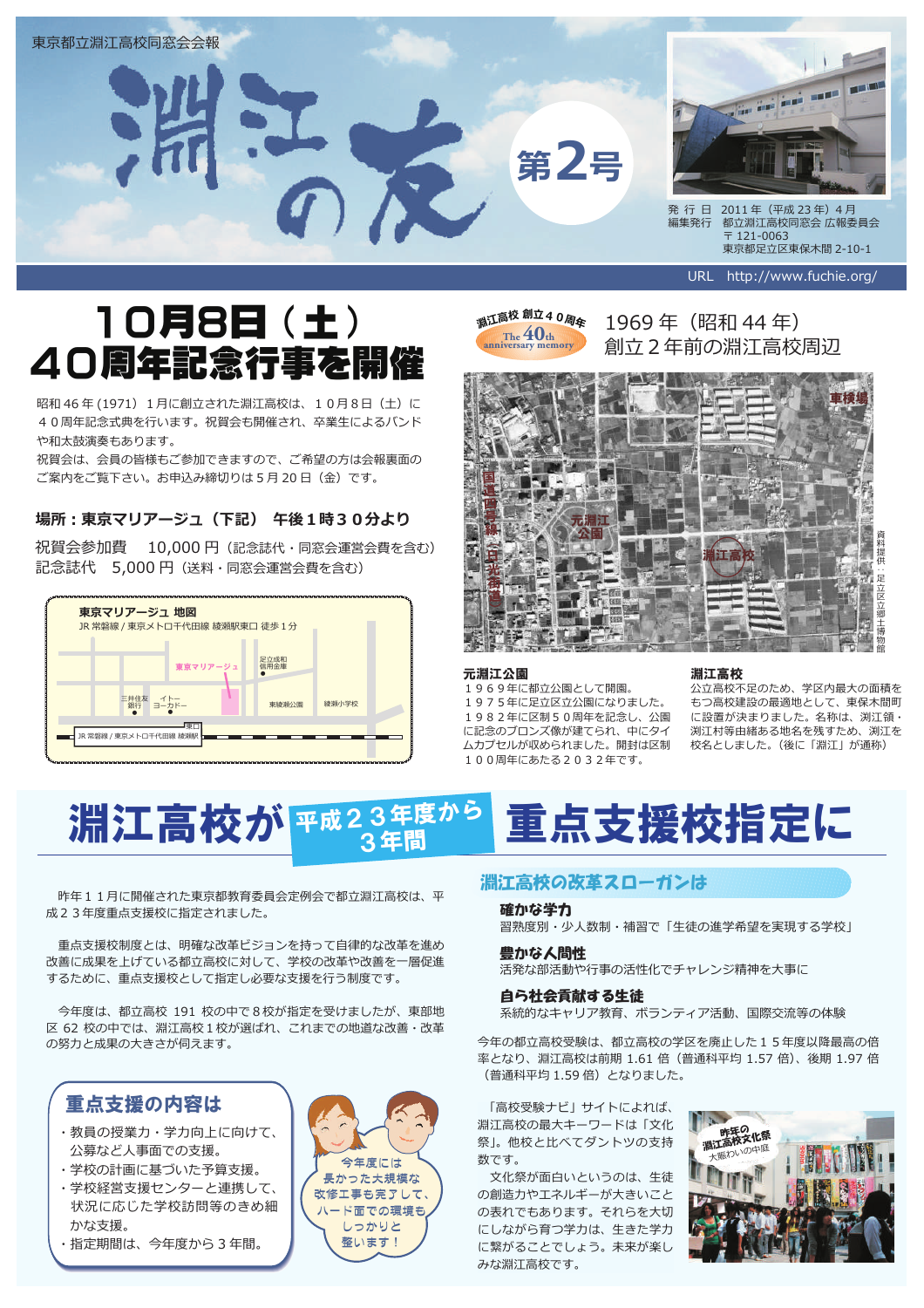東京都立淵江高校同窓会会報

# 淵江の友 第2号

発行日　2011年（平成23年）4月
編集発行　都立淵江高校同窓会 広報委員会
〒121-0063
東京都足立区東保木間 2-10-1

URL　http://www.fuchie.org/

## 10月8日（土）40周年記念行事を開催

昭和46年(1971）1月に創立された淵江高校は、10月8日（土）に40周年記念式典を行います。祝賀会も開催され、卒業生によるバンドや和太鼓演奏もあります。
祝賀会は、会員の皆様もご参加できますので、ご希望の方は会報裏面のご案内をご覧下さい。お申込み締切りは5月20日（金）です。

**場所：東京マリアージュ（下記）　午後1時30分より**

祝賀会参加費　10,000円（記念誌代・同窓会運営会費を含む）
記念誌代　5,000円（送料・同窓会運営会費を含む）

**東京マリアージュ 地図**
JR常磐線 / 東京メトロ千代田線 綾瀬駅東口 徒歩1分

淵江高校 創立40周年 The 40th anniversary memory

### 1969年（昭和44年）創立2年前の淵江高校周辺

資料提供：足立区立郷土博物館

**元淵江公園**
1969年に都立公園として開園。
1975年に足立区立公園になりました。
1982年に区制50周年を記念し、公園に記念のブロンズ像が建てられ、中にタイムカプセルが収められました。開封は区制100周年にあたる2032年です。

**淵江高校**
公立高校不足のため、学区内最大の面積をもつ高校建設の最適地として、東保木間町に設置が決まりました。名称は、渕江領・渕江村等由緒ある地名を残すため、渕江を校名としました。（後に「淵江」が通称）

## 淵江高校が 平成23年度から3年間 重点支援校指定に

昨年11月に開催された東京都教育委員会定例会で都立淵江高校は、平成23年度重点支援校に指定されました。

重点支援校制度とは、明確な改革ビジョンを持って自律的な改革を進め改善に成果を上げている都立高校に対して、学校の改革や改善を一層促進するために、重点支援校として指定し必要な支援を行う制度です。

今年度は、都立高校191校の中で8校が指定を受けましたが、東部地区62校の中では、淵江高校1校が選ばれ、これまでの地道な改善・改革の努力と成果の大きさが伺えます。

### 重点支援の内容は

- 教員の授業力・学力向上に向けて、公募など人事面での支援。
- 学校の計画に基づいた予算支援。
- 学校経営支援センターと連携して、状況に応じた学校訪問等のきめ細かな支援。
- 指定期間は、今年度から3年間。

今年度には長かった大規模な改修工事も完了して、ハード面での環境もしっかりと整います！

### 淵江高校の改革スローガンは

**確かな学力**
習熟度別・少人数制・補習で「生徒の進学希望を実現する学校」

**豊かな人間性**
活発な部活動や行事の活性化でチャレンジ精神を大事に

**自ら社会貢献する生徒**
系統的なキャリア教育、ボランティア活動、国際交流等の体験

今年の都立高校受験は、都立高校の学区を廃止した15年度以降最高の倍率となり、淵江高校は前期 1.61 倍（普通科平均 1.57 倍)、後期 1.97 倍（普通科平均 1.59 倍）となりました。

「高校受験ナビ」サイトによれば、淵江高校の最大キーワードは「文化祭」。他校と比べてダントツの支持数です。

文化祭が面白いというのは、生徒の創造力やエネルギーが大きいことの表れでもあります。それらを大切にしながら育つ学力は、生きた学力に繋がることでしょう。未来が楽しみな淵江高校です。

昨年の淵江高校文化祭 大賑わいの中庭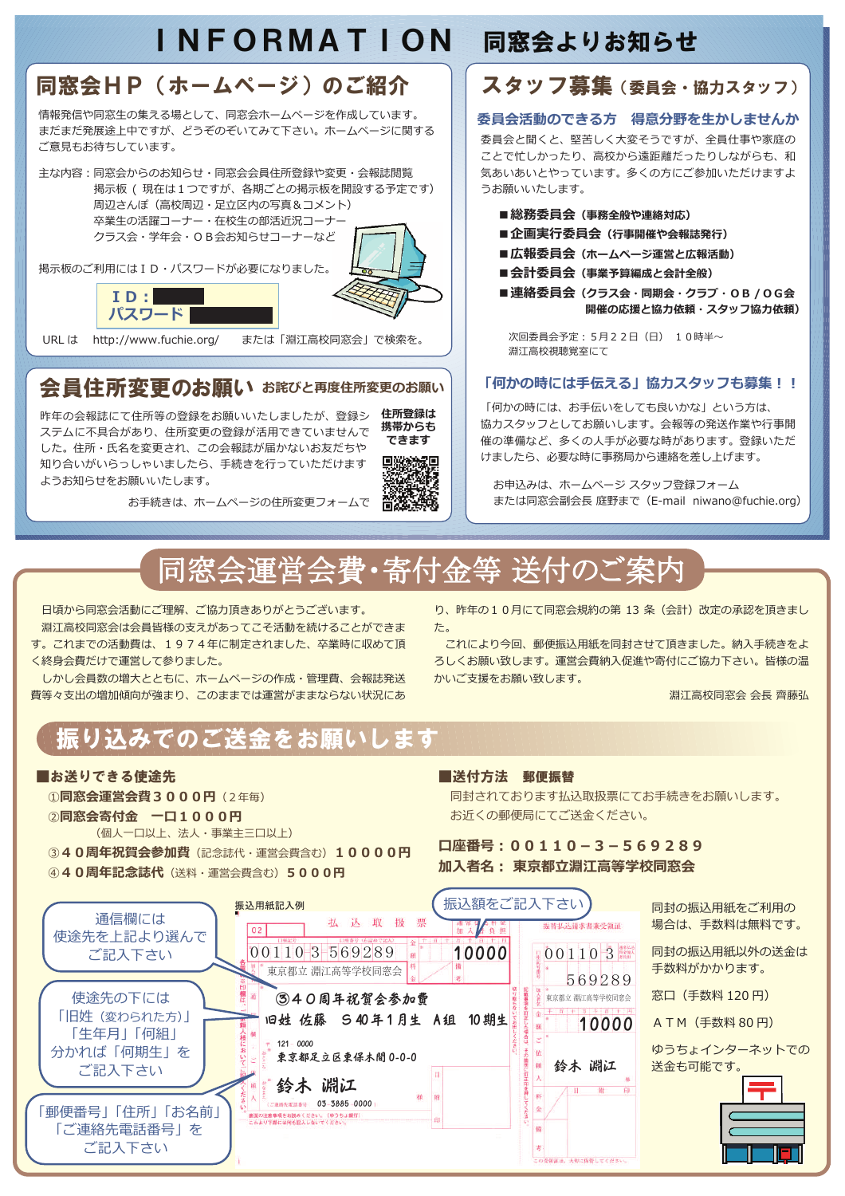# INFORMATION 同窓会よりお知らせ

## 同窓会ＨＰ（ホームページ）のご紹介

情報発信や同窓生の集える場として、同窓会ホームページを作成しています。
まだまだ発展途上中ですが、どうぞのぞいてみて下さい。ホームページに関するご意見もお待ちしています。

主な内容：同窓会からのお知らせ・同窓会会員住所登録や変更・会報誌閲覧
掲示板（ 現在は１つですが、各期ごとの掲示板を開設する予定です）
周辺さんぽ（高校周辺・足立区内の写真＆コメント）
卒業生の活躍コーナー・在校生の部活近況コーナー
クラス会・学年会・ＯＢ会お知らせコーナーなど

掲示板のご利用にはＩＤ・パスワードが必要になりました。

ＩＤ：
パスワード

URL は　http://www.fuchie.org/　　または「淵江高校同窓会」で検索を。

## 会員住所変更のお願い　お詫びと再度住所変更のお願い

昨年の会報誌にて住所等の登録をお願いいたしましたが、登録システムに不具合があり、住所変更の登録が活用できていませんでした。住所・氏名を変更され、この会報誌が届かないお友だちや知り合いがいらっしゃいましたら、手続きを行っていただけますようお知らせをお願いいたします。

お手続きは、ホームページの住所変更フォームで

住所登録は携帯からもできます

## スタッフ募集（委員会・協力スタッフ）

### 委員会活動のできる方　得意分野を生かしませんか

委員会と聞くと、堅苦しく大変そうですが、全員仕事や家庭のことで忙しかったり、高校から遠距離だったりしながらも、和気あいあいとやっています。多くの方にご参加いただけますようお願いいたします。

- ■**総務委員会**（事務全般や連絡対応）
- ■**企画実行委員会**（行事開催や会報誌発行）
- ■**広報委員会**（ホームページ運営と広報活動）
- ■**会計委員会**（事業予算編成と会計全般）
- ■**連絡委員会**（クラス会・同期会・クラブ・ＯＢ／ＯＧ会開催の応援と協力依頼・スタッフ協力依頼）

次回委員会予定：５月２２日（日）　１０時半～
淵江高校視聴覚室にて

### 「何かの時には手伝える」協力スタッフも募集！！

「何かの時には、お手伝いをしても良いかな」という方は、協力スタッフとしてお願いします。会報等の発送作業や行事開催の準備など、多くの人手が必要な時があります。登録いただけましたら、必要な時に事務局から連絡を差し上げます。

お申込みは、ホームページ スタッフ登録フォーム
または同窓会副会長 庭野まで（E-mail　niwano@fuchie.org）

# 同窓会運営会費・寄付金等 送付のご案内

日頃から同窓会活動にご理解、ご協力頂きありがとうございます。
淵江高校同窓会は会員皆様の支えがあってこそ活動を続けることができます。これまでの活動費は、１９７４年に制定されました、卒業時に収めて頂く終身会費だけで運営して参りました。
しかし会員数の増大とともに、ホームページの作成・管理費、会報誌発送費等々支出の増加傾向が強まり、このままでは運営がままならない状況にあり、昨年の１０月にて同窓会規約の第 13 条（会計）改定の承認を頂きました。
これにより今回、郵便振込用紙を同封させて頂きました。納入手続きをよろしくお願い致します。運営会費納入促進や寄付にご協力下さい。皆様の温かいご支援をお願い致します。

淵江高校同窓会 会長 齊藤弘

## 振り込みでのご送金をお願いします

### ■お送りできる使途先

①**同窓会運営会費３０００円**（２年毎）
②**同窓会寄付金　一口１０００円**
（個人一口以上、法人・事業主三口以上）
③**４０周年祝賀会参加費**（記念誌代・運営会費含む）**１００００円**
④**４０周年記念誌代**（送料・運営会費含む）**５０００円**

### ■送付方法　郵便振替

同封されております払込取扱票にてお手続きをお願いします。
お近くの郵便局にてご送金ください。

**口座番号：００１１０－３－５６９２８９**
**加入者名：東京都立淵江高等学校同窓会**

振込用紙記入例

（記入例：00110 3 569289　東京都立 淵江高等学校同窓会　10000　③４０周年祝賀会参加費　旧姓 佐藤　S 40年1月生　A組　10期生　121 0000　東京都足立区東保木間0-0-0　鈴木 淵江　03 3885 0000）

振込額をご記入下さい

通信欄には使途先を上記より選んでご記入下さい

使途先の下には「旧姓（変わられた方）」「生年月」「何組」「何期生」を分かれば「何期生」をご記入下さい

「郵便番号」「住所」「お名前」「ご連絡先電話番号」をご記入下さい

同封の振込用紙をご利用の場合は、手数料は無料です。

同封の振込用紙以外の送金は手数料がかかります。

窓口（手数料 120 円）

ＡＴＭ（手数料 80 円）

ゆうちょインターネットでの送金も可能です。